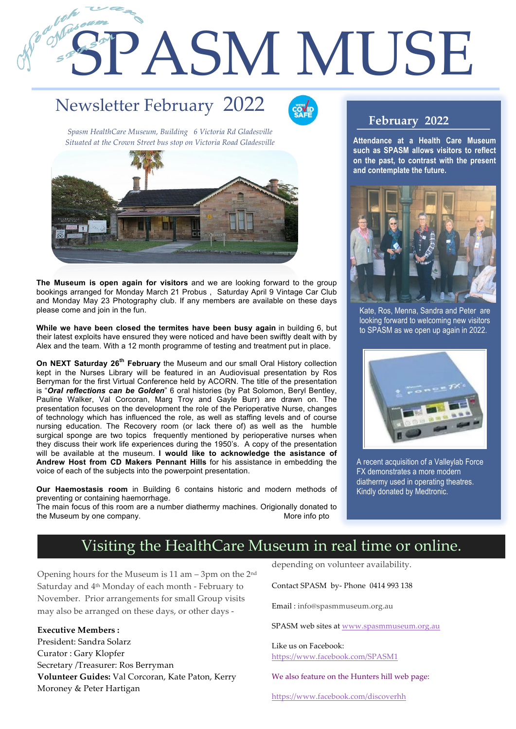# SPASM MUSE

## Newsletter February 2022

*Spasm HealthCare Museum, Building 6 Victoria Rd Gladesville*
*Situated at the Crown Street bus stop on Victoria Road Gladesville*

**The Museum is open again for visitors** and we are looking forward to the group bookings arranged for Monday March 21 Probus , Saturday April 9 Vintage Car Club and Monday May 23 Photography club. If any members are available on these days please come and join in the fun.

**While we have been closed the termites have been busy again** in building 6, but their latest exploits have ensured they were noticed and have been swiftly dealt with by Alex and the team. With a 12 month programme of testing and treatment put in place.

**On NEXT Saturday 26th February** the Museum and our small Oral History collection kept in the Nurses Library will be featured in an Audiovisual presentation by Ros Berryman for the first Virtual Conference held by ACORN. The title of the presentation is "***Oral reflections can be Golden***" 6 oral histories (by Pat Solomon, Beryl Bentley, Pauline Walker, Val Corcoran, Marg Troy and Gayle Burr) are drawn on. The presentation focuses on the development the role of the Perioperative Nurse, changes of technology which has influenced the role, as well as staffing levels and of course nursing education. The Recovery room (or lack there of) as well as the humble surgical sponge are two topics frequently mentioned by perioperative nurses when they discuss their work life experiences during the 1950's. A copy of the presentation will be available at the museum. **I would like to acknowledge the assistance of Andrew Host from CD Makers Pennant Hills** for his assistance in embedding the voice of each of the subjects into the powerpoint presentation.

**Our Haemostasis room** in Building 6 contains historic and modern methods of preventing or containing haemorrhage.
The main focus of this room are a number diathermy machines. Origionally donated to the Museum by one company. More info pto

## February 2022

**Attendance at a Health Care Museum such as SPASM allows visitors to reflect on the past, to contrast with the present and contemplate the future.**

Kate, Ros, Menna, Sandra and Peter are looking forward to welcoming new visitors to SPASM as we open up again in 2022.

A recent acquisition of a Valleylab Force FX demonstrates a more modern diathermy used in operating theatres. Kindly donated by Medtronic.

## Visiting the HealthCare Museum in real time or online.

Opening hours for the Museum is 11 am – 3pm on the 2nd Saturday and 4th Monday of each month - February to November. Prior arrangements for small Group visits may also be arranged on these days, or other days - depending on volunteer availability.

**Executive Members :**
President: Sandra Solarz
Curator : Gary Klopfer
Secretary /Treasurer: Ros Berryman
**Volunteer Guides:** Val Corcoran, Kate Paton, Kerry Moroney & Peter Hartigan

Contact SPASM by- Phone 0414 993 138

Email : info@spasmmuseum.org.au

SPASM web sites at www.spasmmuseum.org.au

Like us on Facebook:
https://www.facebook.com/SPASM1

We also feature on the Hunters hill web page:

https://www.facebook.com/discoverhh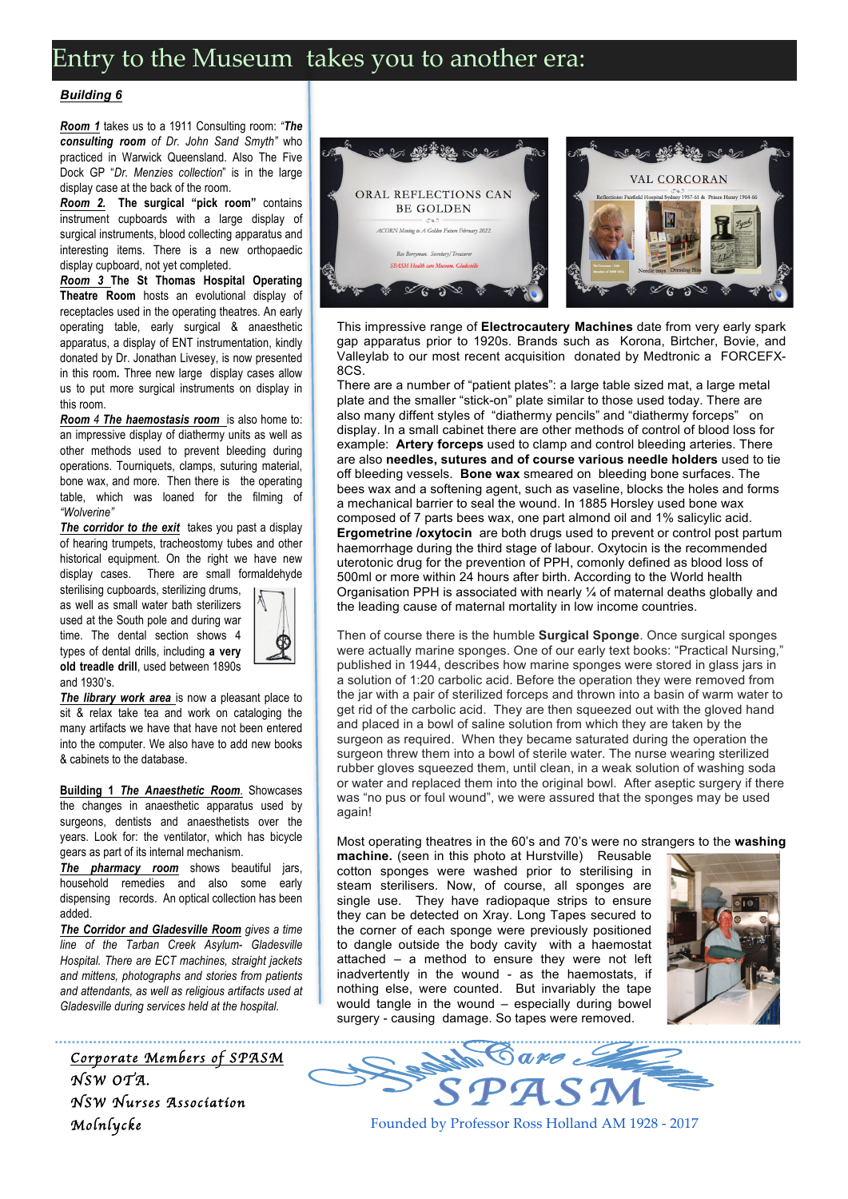# Entry to the Museum takes you to another era:

***Building 6***

***Room 1*** takes us to a 1911 Consulting room: *"**The consulting room** of Dr. John Sand Smyth"* who practiced in Warwick Queensland. Also The Five Dock GP "*Dr. Menzies collection*" is in the large display case at the back of the room.

***Room 2.*** **The surgical "pick room"** contains instrument cupboards with a large display of surgical instruments, blood collecting apparatus and interesting items. There is a new orthopaedic display cupboard, not yet completed.

***Room 3*** **The St Thomas Hospital Operating Theatre Room** hosts an evolutional display of receptacles used in the operating theatres. An early operating table, early surgical & anaesthetic apparatus, a display of ENT instrumentation, kindly donated by Dr. Jonathan Livesey, is now presented in this room**.** Three new large display cases allow us to put more surgical instruments on display in this room.

***Room 4 The haemostasis room*** is also home to: an impressive display of diathermy units as well as other methods used to prevent bleeding during operations. Tourniquets, clamps, suturing material, bone wax, and more. Then there is the operating table, which was loaned for the filming of *"Wolverine"*

***The corridor to the exit*** takes you past a display of hearing trumpets, tracheostomy tubes and other historical equipment. On the right we have new display cases. There are small formaldehyde sterilising cupboards, sterilizing drums, as well as small water bath sterilizers used at the South pole and during war time. The dental section shows 4 types of dental drills, including **a very old treadle drill**, used between 1890s and 1930's.

***The library work area*** is now a pleasant place to sit & relax take tea and work on cataloging the many artifacts we have that have not been entered into the computer. We also have to add new books & cabinets to the database.

**Building 1** ***The Anaesthetic Room***. Showcases the changes in anaesthetic apparatus used by surgeons, dentists and anaesthetists over the years. Look for: the ventilator, which has bicycle gears as part of its internal mechanism.

***The pharmacy room*** shows beautiful jars, household remedies and also some early dispensing records. An optical collection has been added.

***The Corridor and Gladesville Room*** *gives a time line of the Tarban Creek Asylum- Gladesville Hospital. There are ECT machines, straight jackets and mittens, photographs and stories from patients and attendants, as well as religious artifacts used at Gladesville during services held at the hospital.*

ORAL REFLECTIONS CAN BE GOLDEN

ACORN Moving to A Golden Future February 2022

Ros Berryman. Secretary/Treasurer

SPASM Health care Museum, Gladesville

VAL CORCORAN

Reflections: Fairfield Hospital Sydney 1957-61 & Prince Henry 1964-66

This impressive range of **Electrocautery Machines** date from very early spark gap apparatus prior to 1920s. Brands such as Korona, Birtcher, Bovie, and Valleylab to our most recent acquisition donated by Medtronic a FORCEFX-8CS.

There are a number of "patient plates": a large table sized mat, a large metal plate and the smaller "stick-on" plate similar to those used today. There are also many diffent styles of "diathermy pencils" and "diathermy forceps" on display. In a small cabinet there are other methods of control of blood loss for example: **Artery forceps** used to clamp and control bleeding arteries. There are also **needles, sutures and of course various needle holders** used to tie off bleeding vessels. **Bone wax** smeared on bleeding bone surfaces. The bees wax and a softening agent, such as vaseline, blocks the holes and forms a mechanical barrier to seal the wound. In 1885 Horsley used bone wax composed of 7 parts bees wax, one part almond oil and 1% salicylic acid.

**Ergometrine /oxytocin** are both drugs used to prevent or control post partum haemorrhage during the third stage of labour. Oxytocin is the recommended uterotonic drug for the prevention of PPH, comonly defined as blood loss of 500ml or more within 24 hours after birth. According to the World health Organisation PPH is associated with nearly ¼ of maternal deaths globally and the leading cause of maternal mortality in low income countries.

Then of course there is the humble **Surgical Sponge**. Once surgical sponges were actually marine sponges. One of our early text books: "Practical Nursing," published in 1944, describes how marine sponges were stored in glass jars in a solution of 1:20 carbolic acid. Before the operation they were removed from the jar with a pair of sterilized forceps and thrown into a basin of warm water to get rid of the carbolic acid. They are then squeezed out with the gloved hand and placed in a bowl of saline solution from which they are taken by the surgeon as required. When they became saturated during the operation the surgeon threw them into a bowl of sterile water. The nurse wearing sterilized rubber gloves squeezed them, until clean, in a weak solution of washing soda or water and replaced them into the original bowl. After aseptic surgery if there was "no pus or foul wound", we were assured that the sponges may be used again!

Most operating theatres in the 60's and 70's were no strangers to the **washing machine.** (seen in this photo at Hurstville) Reusable cotton sponges were washed prior to sterilising in steam sterilisers. Now, of course, all sponges are single use. They have radiopaque strips to ensure they can be detected on Xray. Long Tapes secured to the corner of each sponge were previously positioned to dangle outside the body cavity with a haemostat attached – a method to ensure they were not left inadvertently in the wound - as the haemostats, if nothing else, were counted. But invariably the tape would tangle in the wound – especially during bowel surgery - causing damage. So tapes were removed.

*Corporate Members of SPASM*
*NSW OTA.*
*NSW Nurses Association*
*Molnlycke*

Health Care SPASM

Founded by Professor Ross Holland AM 1928 - 2017